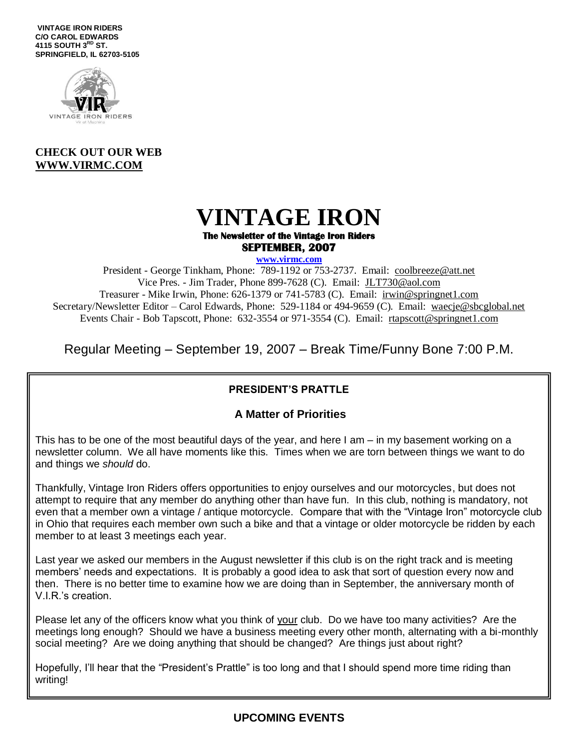VINTAGE IRON RIDERS
C/O CAROL EDWARDS
4115 SOUTH 3RD ST.
SPRINGFIELD, IL 62703-5105

**CHECK OUT OUR WEB**
**WWW.VIRMC.COM**

# VINTAGE IRON

**The Newsletter of the Vintage Iron Riders**

**SEPTEMBER, 2007**

**www.virmc.com**

President - George Tinkham, Phone: 789-1192 or 753-2737. Email: coolbreeze@att.net
Vice Pres. - Jim Trader, Phone 899-7628 (C). Email: JLT730@aol.com
Treasurer - Mike Irwin, Phone: 626-1379 or 741-5783 (C). Email: irwin@springnet1.com
Secretary/Newsletter Editor – Carol Edwards, Phone: 529-1184 or 494-9659 (C). Email: waecje@sbcglobal.net
Events Chair - Bob Tapscott, Phone: 632-3554 or 971-3554 (C). Email: rtapscott@springnet1.com

Regular Meeting – September 19, 2007 – Break Time/Funny Bone 7:00 P.M.

## PRESIDENT'S PRATTLE

### A Matter of Priorities

This has to be one of the most beautiful days of the year, and here I am – in my basement working on a newsletter column. We all have moments like this. Times when we are torn between things we want to do and things we *should* do.

Thankfully, Vintage Iron Riders offers opportunities to enjoy ourselves and our motorcycles, but does not attempt to require that any member do anything other than have fun. In this club, nothing is mandatory, not even that a member own a vintage / antique motorcycle. Compare that with the "Vintage Iron" motorcycle club in Ohio that requires each member own such a bike and that a vintage or older motorcycle be ridden by each member to at least 3 meetings each year.

Last year we asked our members in the August newsletter if this club is on the right track and is meeting members' needs and expectations. It is probably a good idea to ask that sort of question every now and then. There is no better time to examine how we are doing than in September, the anniversary month of V.I.R.'s creation.

Please let any of the officers know what you think of your club. Do we have too many activities? Are the meetings long enough? Should we have a business meeting every other month, alternating with a bi-monthly social meeting? Are we doing anything that should be changed? Are things just about right?

Hopefully, I'll hear that the "President's Prattle" is too long and that I should spend more time riding than writing!

## UPCOMING EVENTS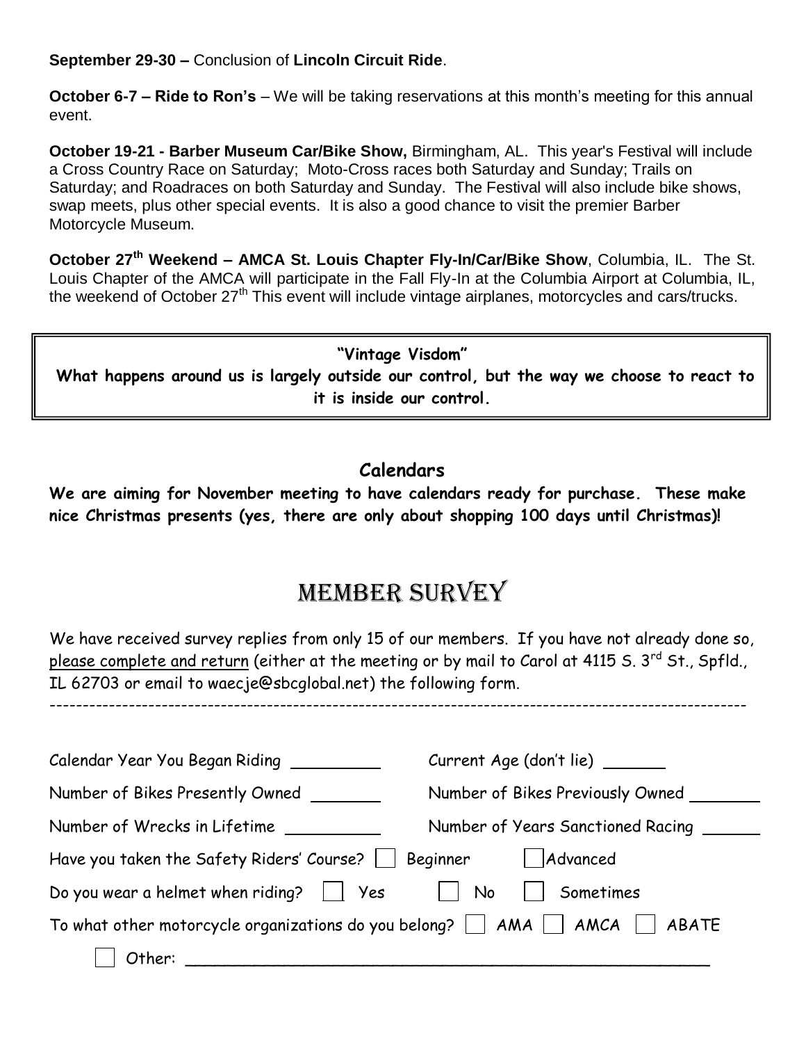**September 29-30 –** Conclusion of **Lincoln Circuit Ride**.

**October 6-7 – Ride to Ron's** – We will be taking reservations at this month's meeting for this annual event.

**October 19-21 - Barber Museum Car/Bike Show,** Birmingham, AL. This year's Festival will include a Cross Country Race on Saturday; Moto-Cross races both Saturday and Sunday; Trails on Saturday; and Roadraces on both Saturday and Sunday. The Festival will also include bike shows, swap meets, plus other special events. It is also a good chance to visit the premier Barber Motorcycle Museum.

**October 27th Weekend – AMCA St. Louis Chapter Fly-In/Car/Bike Show**, Columbia, IL. The St. Louis Chapter of the AMCA will participate in the Fall Fly-In at the Columbia Airport at Columbia, IL, the weekend of October 27th This event will include vintage airplanes, motorcycles and cars/trucks.

---

**"Vintage Visdom"**

**What happens around us is largely outside our control, but the way we choose to react to it is inside our control.**

---

## Calendars

**We are aiming for November meeting to have calendars ready for purchase. These make nice Christmas presents (yes, there are only about shopping 100 days until Christmas)!**

# MEMBER SURVEY

We have received survey replies from only 15 of our members. If you have not already done so, please complete and return (either at the meeting or by mail to Carol at 4115 S. 3rd St., Spfld., IL 62703 or email to waecje@sbcglobal.net) the following form.

---

Calendar Year You Began Riding ________ Current Age (don't lie) ______

Number of Bikes Presently Owned ______ Number of Bikes Previously Owned ______

Number of Wrecks in Lifetime ________ Number of Years Sanctioned Racing ______

Have you taken the Safety Riders' Course? ☐ Beginner ☐ Advanced

Do you wear a helmet when riding? ☐ Yes ☐ No ☐ Sometimes

To what other motorcycle organizations do you belong? ☐ AMA ☐ AMCA ☐ ABATE

☐ Other: ________________________________________________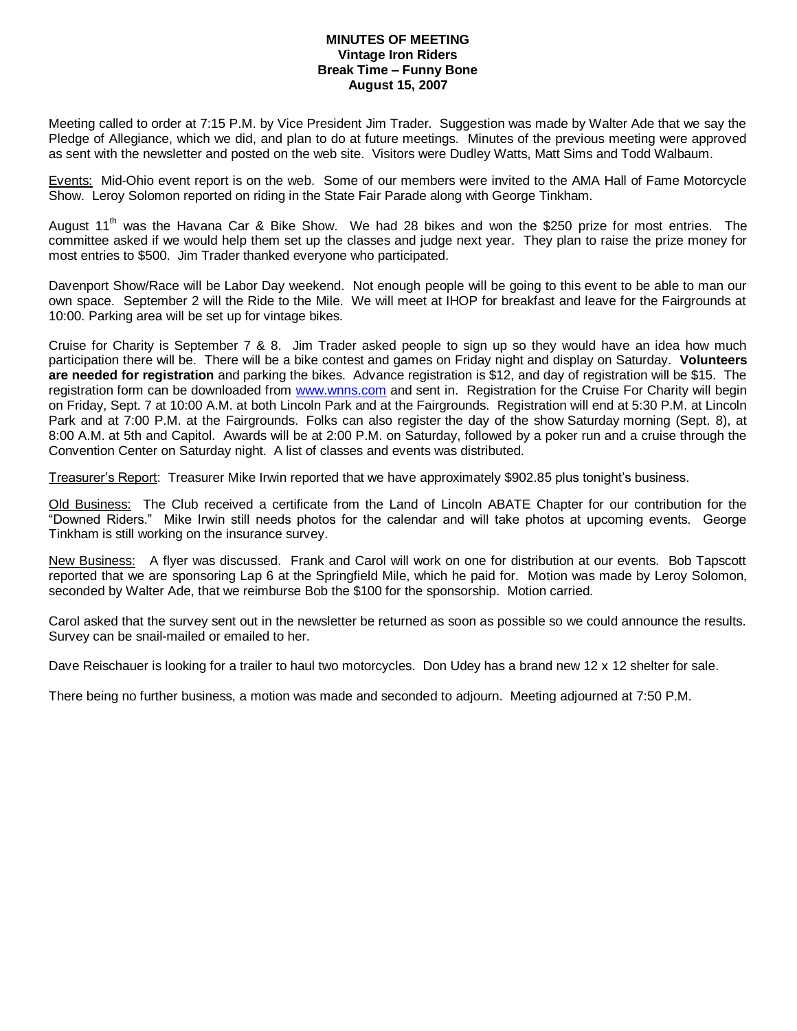**MINUTES OF MEETING**
**Vintage Iron Riders**
**Break Time – Funny Bone**
**August 15, 2007**

Meeting called to order at 7:15 P.M. by Vice President Jim Trader. Suggestion was made by Walter Ade that we say the Pledge of Allegiance, which we did, and plan to do at future meetings. Minutes of the previous meeting were approved as sent with the newsletter and posted on the web site. Visitors were Dudley Watts, Matt Sims and Todd Walbaum.

Events: Mid-Ohio event report is on the web. Some of our members were invited to the AMA Hall of Fame Motorcycle Show. Leroy Solomon reported on riding in the State Fair Parade along with George Tinkham.

August 11th was the Havana Car & Bike Show. We had 28 bikes and won the $250 prize for most entries. The committee asked if we would help them set up the classes and judge next year. They plan to raise the prize money for most entries to $500. Jim Trader thanked everyone who participated.

Davenport Show/Race will be Labor Day weekend. Not enough people will be going to this event to be able to man our own space. September 2 will the Ride to the Mile. We will meet at IHOP for breakfast and leave for the Fairgrounds at 10:00. Parking area will be set up for vintage bikes.

Cruise for Charity is September 7 & 8. Jim Trader asked people to sign up so they would have an idea how much participation there will be. There will be a bike contest and games on Friday night and display on Saturday. **Volunteers are needed for registration** and parking the bikes. Advance registration is $12, and day of registration will be $15. The registration form can be downloaded from www.wnns.com and sent in. Registration for the Cruise For Charity will begin on Friday, Sept. 7 at 10:00 A.M. at both Lincoln Park and at the Fairgrounds. Registration will end at 5:30 P.M. at Lincoln Park and at 7:00 P.M. at the Fairgrounds. Folks can also register the day of the show Saturday morning (Sept. 8), at 8:00 A.M. at 5th and Capitol. Awards will be at 2:00 P.M. on Saturday, followed by a poker run and a cruise through the Convention Center on Saturday night. A list of classes and events was distributed.

Treasurer's Report: Treasurer Mike Irwin reported that we have approximately $902.85 plus tonight's business.

Old Business: The Club received a certificate from the Land of Lincoln ABATE Chapter for our contribution for the "Downed Riders." Mike Irwin still needs photos for the calendar and will take photos at upcoming events. George Tinkham is still working on the insurance survey.

New Business: A flyer was discussed. Frank and Carol will work on one for distribution at our events. Bob Tapscott reported that we are sponsoring Lap 6 at the Springfield Mile, which he paid for. Motion was made by Leroy Solomon, seconded by Walter Ade, that we reimburse Bob the $100 for the sponsorship. Motion carried.

Carol asked that the survey sent out in the newsletter be returned as soon as possible so we could announce the results. Survey can be snail-mailed or emailed to her.

Dave Reischauer is looking for a trailer to haul two motorcycles. Don Udey has a brand new 12 x 12 shelter for sale.

There being no further business, a motion was made and seconded to adjourn. Meeting adjourned at 7:50 P.M.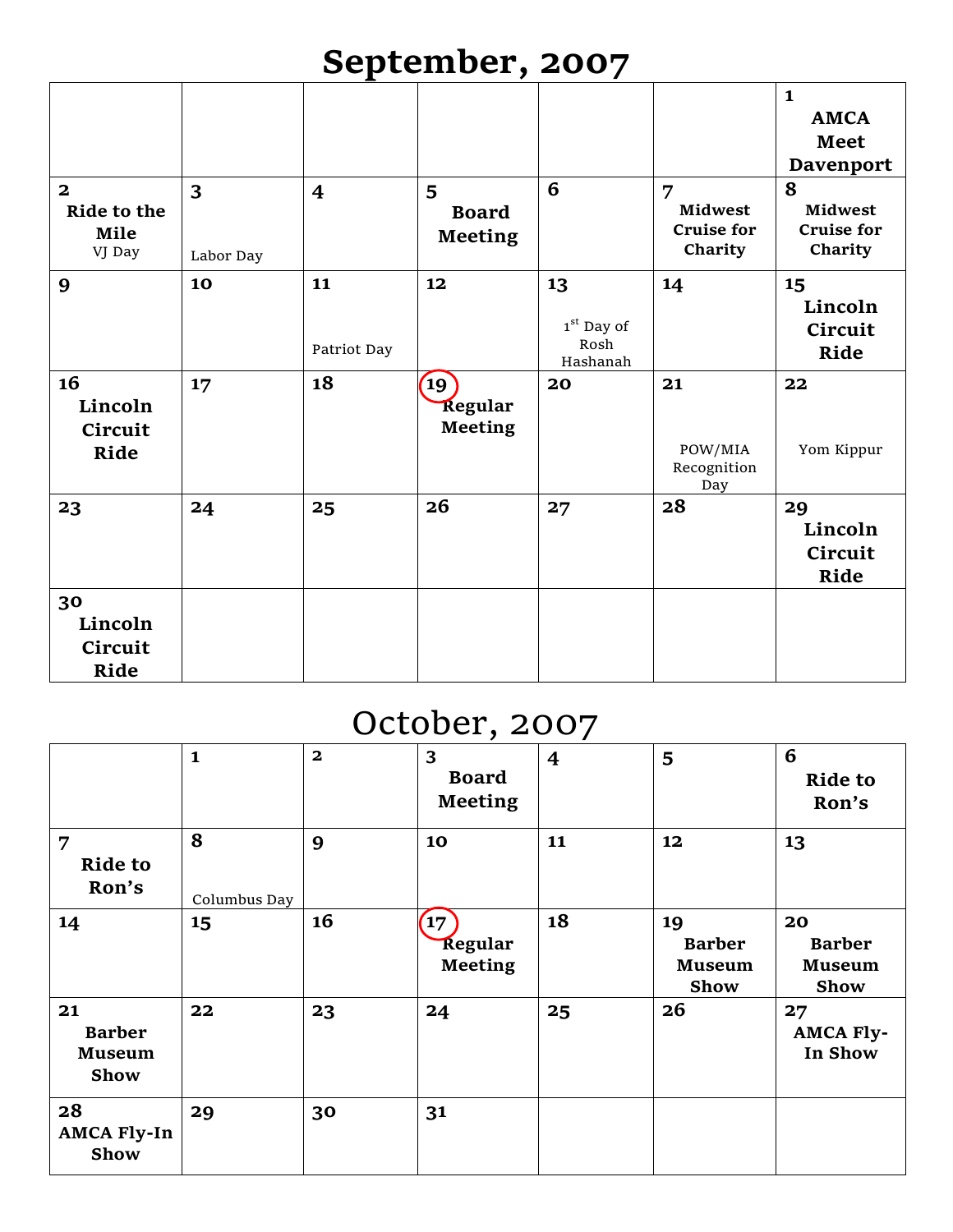# September, 2007

| | | | | | | |
|---|---|---|---|---|---|---|
| | | | | | | 1 **AMCA Meet Davenport** |
| 2 **Ride to the Mile** VJ Day | 3 Labor Day | 4 | 5 **Board Meeting** | 6 | 7 **Midwest Cruise for Charity** | 8 **Midwest Cruise for Charity** |
| 9 | 10 | 11 Patriot Day | 12 | 13 1st Day of Rosh Hashanah | 14 | 15 **Lincoln Circuit Ride** |
| 16 **Lincoln Circuit Ride** | 17 | 18 | 19 **Regular Meeting** | 20 | 21 POW/MIA Recognition Day | 22 Yom Kippur |
| 23 | 24 | 25 | 26 | 27 | 28 | 29 **Lincoln Circuit Ride** |
| 30 **Lincoln Circuit Ride** | | | | | | |

# October, 2007

| | | | | | | |
|---|---|---|---|---|---|---|
| | 1 | 2 | 3 **Board Meeting** | 4 | 5 | 6 **Ride to Ron's** |
| 7 **Ride to Ron's** | 8 Columbus Day | 9 | 10 | 11 | 12 | 13 |
| 14 | 15 | 16 | 17 **Regular Meeting** | 18 | 19 **Barber Museum Show** | 20 **Barber Museum Show** |
| 21 **Barber Museum Show** | 22 | 23 | 24 | 25 | 26 | 27 **AMCA Fly-In Show** |
| 28 **AMCA Fly-In Show** | 29 | 30 | 31 | | | |